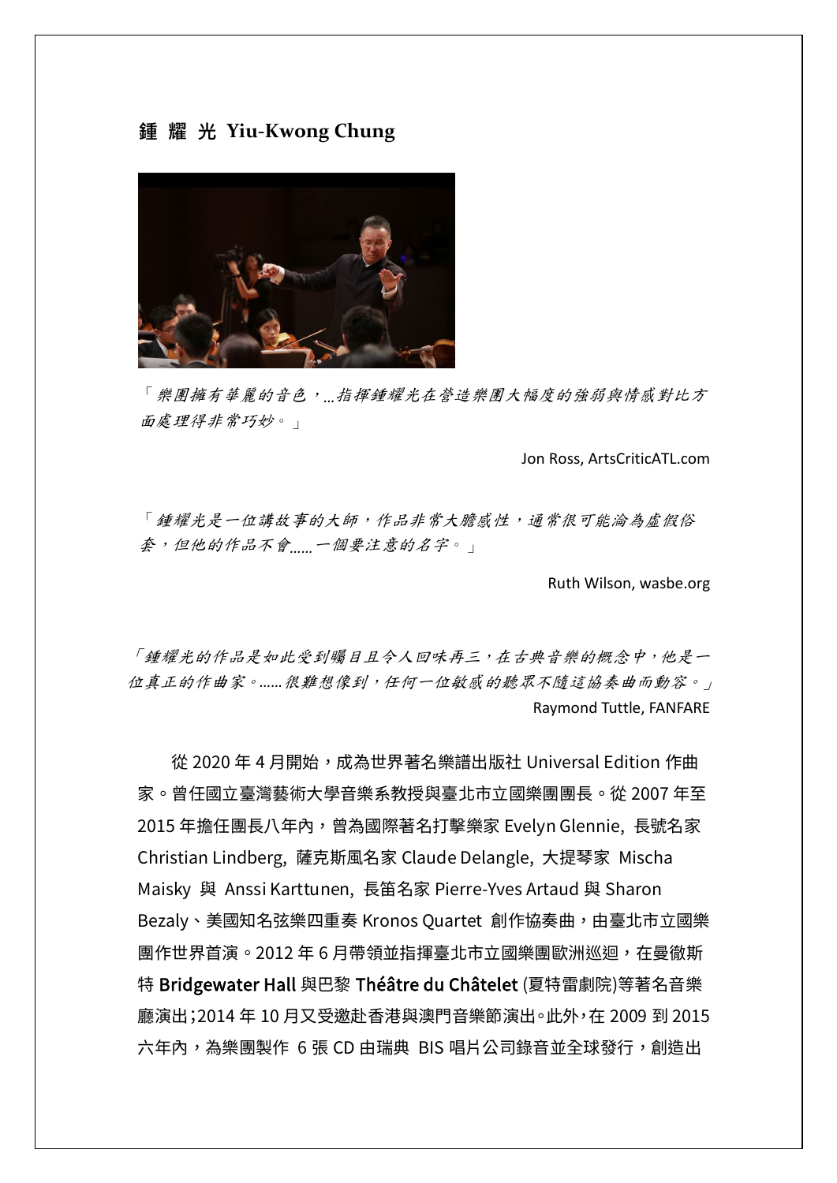## 鍾 耀 光 Yiu-Kwong Chung

*「樂團擁有華麗的音色，...指揮鍾耀光在營造樂團大幅度的強弱與情感對比方面處理得非常巧妙。」*

Jon Ross, ArtsCriticATL.com

*「鍾耀光是一位講故事的大師，作品非常大膽感性，通常很可能淪為虛假俗套，但他的作品不會......一個要注意的名字。」*

Ruth Wilson, wasbe.org

*「鍾耀光的作品是如此受到矚目且令人回味再三，在古典音樂的概念中，他是一位真正的作曲家。......很難想像到，任何一位敏感的聽眾不隨這協奏曲而動容。」*

Raymond Tuttle, FANFARE

從 2020 年 4 月開始，成為世界著名樂譜出版社 Universal Edition 作曲家。曾任國立臺灣藝術大學音樂系教授與臺北市立國樂團團長。從 2007 年至 2015 年擔任團長八年內，曾為國際著名打擊樂家 Evelyn Glennie, 長號名家 Christian Lindberg, 薩克斯風名家 Claude Delangle, 大提琴家 Mischa Maisky 與 Anssi Karttunen, 長笛名家 Pierre-Yves Artaud 與 Sharon Bezaly、美國知名弦樂四重奏 Kronos Quartet 創作協奏曲，由臺北市立國樂團作世界首演。2012 年 6 月帶領並指揮臺北市立國樂團歐洲巡迴，在曼徹斯特 **Bridgewater Hall** 與巴黎 **Théâtre du Châtelet** (夏特雷劇院)等著名音樂廳演出;2014 年 10 月又受邀赴香港與澳門音樂節演出。此外，在 2009 到 2015 六年內，為樂團製作 6 張 CD 由瑞典 BIS 唱片公司錄音並全球發行，創造出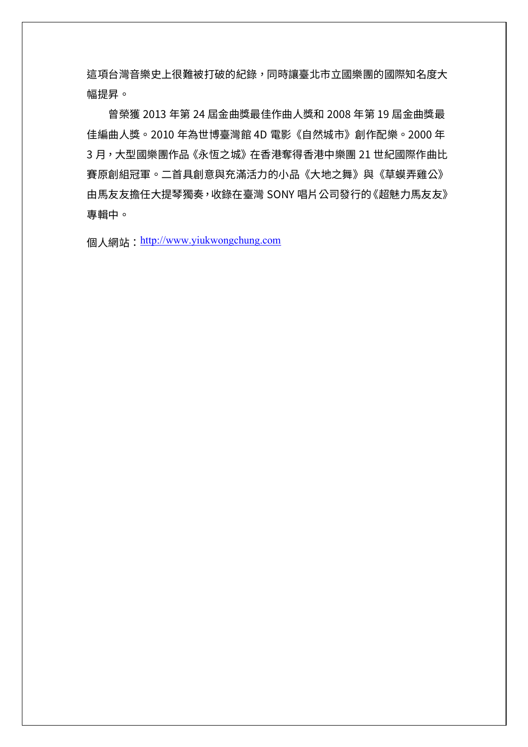這項台灣音樂史上很難被打破的紀錄，同時讓臺北市立國樂團的國際知名度大幅提昇。

曾榮獲 2013 年第 24 屆金曲獎最佳作曲人獎和 2008 年第 19 屆金曲獎最佳編曲人獎。2010 年為世博臺灣館 4D 電影《自然城市》創作配樂。2000 年 3 月，大型國樂團作品《永恆之城》在香港奪得香港中樂團 21 世紀國際作曲比賽原創組冠軍。二首具創意與充滿活力的小品《大地之舞》與《草螟弄雞公》由馬友友擔任大提琴獨奏，收錄在臺灣 SONY 唱片公司發行的《超魅力馬友友》專輯中。

個人網站：http://www.yiukwongchung.com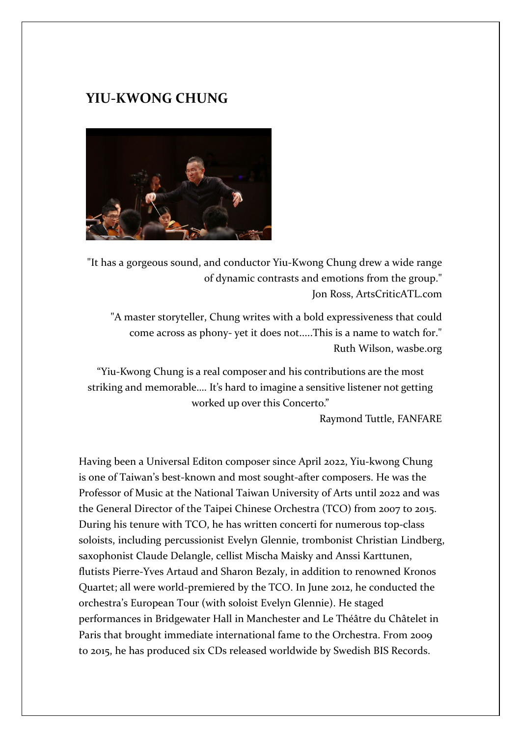## YIU-KWONG CHUNG

"It has a gorgeous sound, and conductor Yiu-Kwong Chung drew a wide range of dynamic contrasts and emotions from the group."
Jon Ross, ArtsCriticATL.com

"A master storyteller, Chung writes with a bold expressiveness that could come across as phony- yet it does not.....This is a name to watch for."
Ruth Wilson, wasbe.org

"Yiu-Kwong Chung is a real composer and his contributions are the most striking and memorable…. It's hard to imagine a sensitive listener not getting worked up over this Concerto."
Raymond Tuttle, FANFARE

Having been a Universal Editon composer since April 2022, Yiu-kwong Chung is one of Taiwan's best-known and most sought-after composers. He was the Professor of Music at the National Taiwan University of Arts until 2022 and was the General Director of the Taipei Chinese Orchestra (TCO) from 2007 to 2015. During his tenure with TCO, he has written concerti for numerous top-class soloists, including percussionist Evelyn Glennie, trombonist Christian Lindberg, saxophonist Claude Delangle, cellist Mischa Maisky and Anssi Karttunen, flutists Pierre-Yves Artaud and Sharon Bezaly, in addition to renowned Kronos Quartet; all were world-premiered by the TCO. In June 2012, he conducted the orchestra's European Tour (with soloist Evelyn Glennie). He staged performances in Bridgewater Hall in Manchester and Le Théâtre du Châtelet in Paris that brought immediate international fame to the Orchestra. From 2009 to 2015, he has produced six CDs released worldwide by Swedish BIS Records.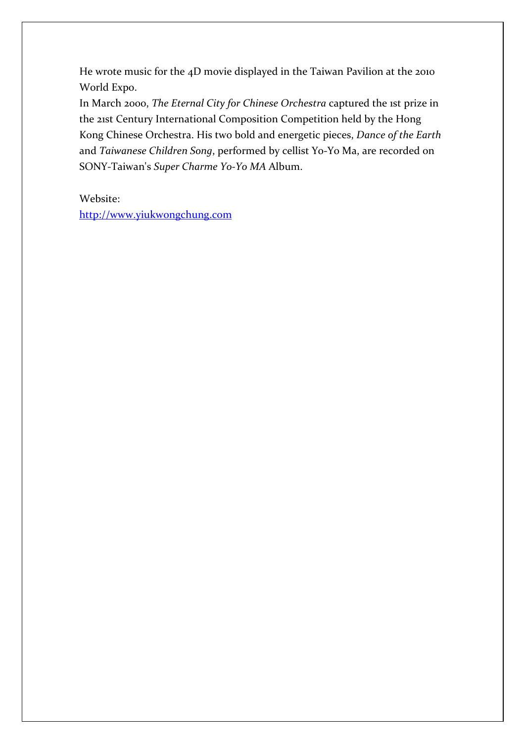He wrote music for the 4D movie displayed in the Taiwan Pavilion at the 2010 World Expo.

In March 2000, *The Eternal City for Chinese Orchestra* captured the 1st prize in the 21st Century International Composition Competition held by the Hong Kong Chinese Orchestra. His two bold and energetic pieces, *Dance of the Earth* and *Taiwanese Children Song*, performed by cellist Yo-Yo Ma, are recorded on SONY-Taiwan's *Super Charme Yo-Yo MA* Album.

Website:
[http://www.yiukwongchung.com](http://www.yiukwongchung.com)